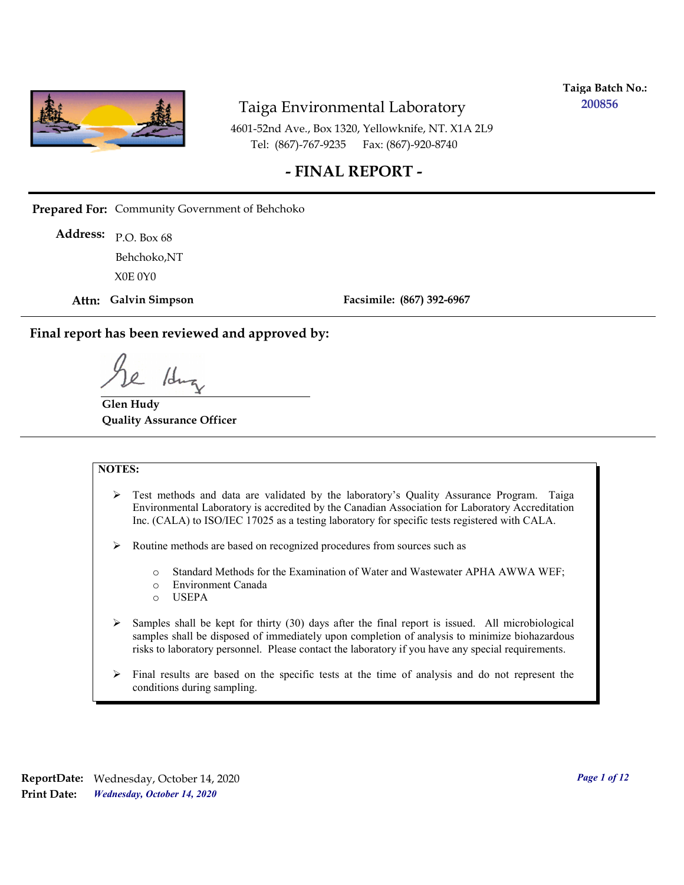**Taiga Batch No.:** 200856

# Taiga Environmental Laboratory

4601-52nd Ave., Box 1320, Yellowknife, NT. X1A 2L9
Tel: (867)-767-9235 Fax: (867)-920-8740

## - FINAL REPORT -

**Prepared For:** Community Government of Behchoko

**Address:** P.O. Box 68
Behchoko,NT
X0E 0Y0

**Attn: Galvin Simpson** **Facsimile: (867) 392-6967**

---

**Final report has been reviewed and approved by:**

**Glen Hudy**
**Quality Assurance Officer**

---

**NOTES:**

- Test methods and data are validated by the laboratory's Quality Assurance Program. Taiga Environmental Laboratory is accredited by the Canadian Association for Laboratory Accreditation Inc. (CALA) to ISO/IEC 17025 as a testing laboratory for specific tests registered with CALA.
- Routine methods are based on recognized procedures from sources such as
  - Standard Methods for the Examination of Water and Wastewater APHA AWWA WEF;
  - Environment Canada
  - USEPA
- Samples shall be kept for thirty (30) days after the final report is issued. All microbiological samples shall be disposed of immediately upon completion of analysis to minimize biohazardous risks to laboratory personnel. Please contact the laboratory if you have any special requirements.
- Final results are based on the specific tests at the time of analysis and do not represent the conditions during sampling.

**ReportDate:** Wednesday, October 14, 2020
**Print Date:** *Wednesday, October 14, 2020*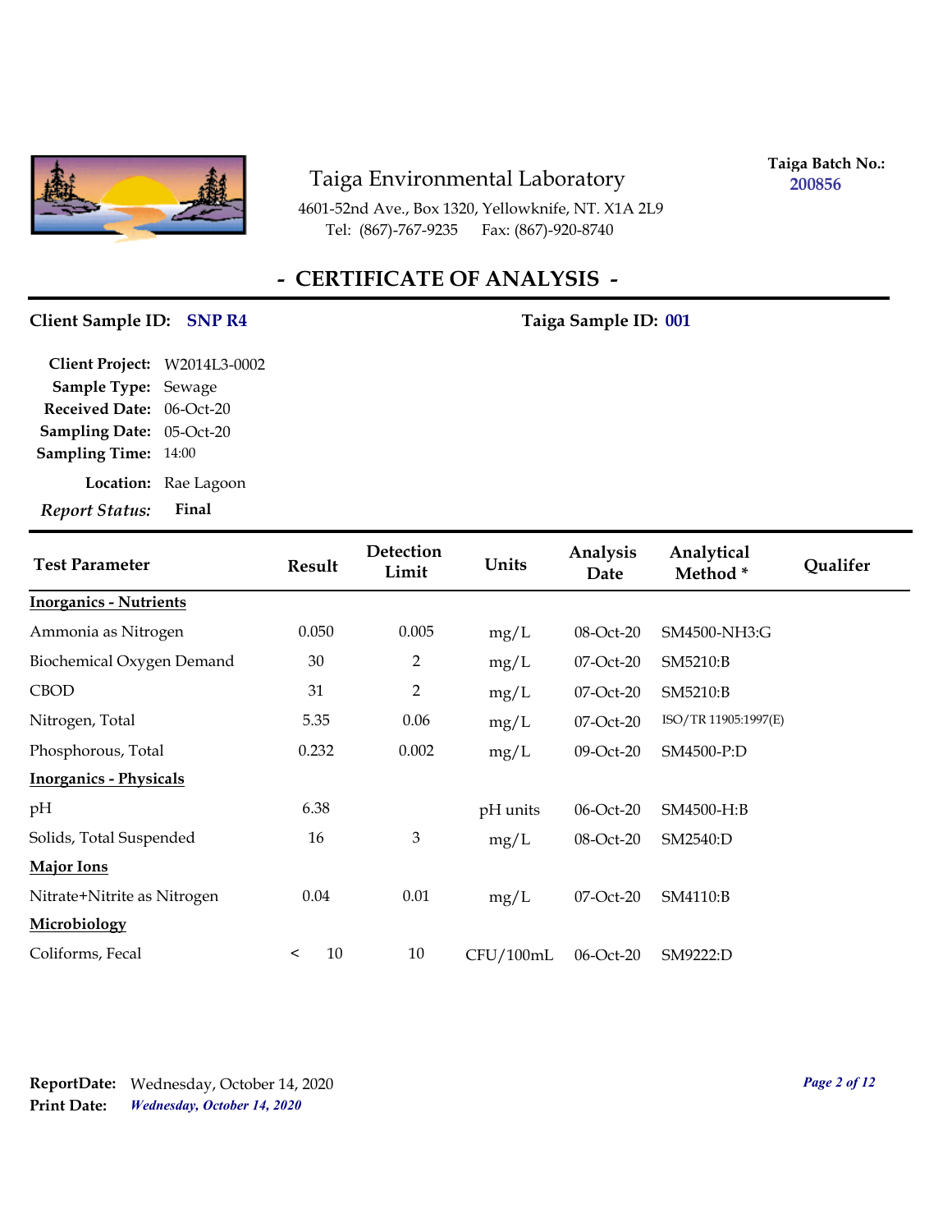# Taiga Environmental Laboratory

4601-52nd Ave., Box 1320, Yellowknife, NT. X1A 2L9
Tel: (867)-767-9235 Fax: (867)-920-8740

**Taiga Batch No.:** 200856

## - CERTIFICATE OF ANALYSIS -

**Client Sample ID:** SNP R4 **Taiga Sample ID:** 001

**Client Project:** W2014L3-0002
**Sample Type:** Sewage
**Received Date:** 06-Oct-20
**Sampling Date:** 05-Oct-20
**Sampling Time:** 14:00
**Location:** Rae Lagoon
***Report Status:*** **Final**

| Test Parameter | Result | Detection Limit | Units | Analysis Date | Analytical Method * | Qualifer |
|---|---|---|---|---|---|---|
| **Inorganics - Nutrients** | | | | | | |
| Ammonia as Nitrogen | 0.050 | 0.005 | mg/L | 08-Oct-20 | SM4500-NH3:G | |
| Biochemical Oxygen Demand | 30 | 2 | mg/L | 07-Oct-20 | SM5210:B | |
| CBOD | 31 | 2 | mg/L | 07-Oct-20 | SM5210:B | |
| Nitrogen, Total | 5.35 | 0.06 | mg/L | 07-Oct-20 | ISO/TR 11905:1997(E) | |
| Phosphorous, Total | 0.232 | 0.002 | mg/L | 09-Oct-20 | SM4500-P:D | |
| **Inorganics - Physicals** | | | | | | |
| pH | 6.38 | | pH units | 06-Oct-20 | SM4500-H:B | |
| Solids, Total Suspended | 16 | 3 | mg/L | 08-Oct-20 | SM2540:D | |
| **Major Ions** | | | | | | |
| Nitrate+Nitrite as Nitrogen | 0.04 | 0.01 | mg/L | 07-Oct-20 | SM4110:B | |
| **Microbiology** | | | | | | |
| Coliforms, Fecal | < 10 | 10 | CFU/100mL | 06-Oct-20 | SM9222:D | |

**ReportDate:** Wednesday, October 14, 2020
**Print Date:** ***Wednesday, October 14, 2020***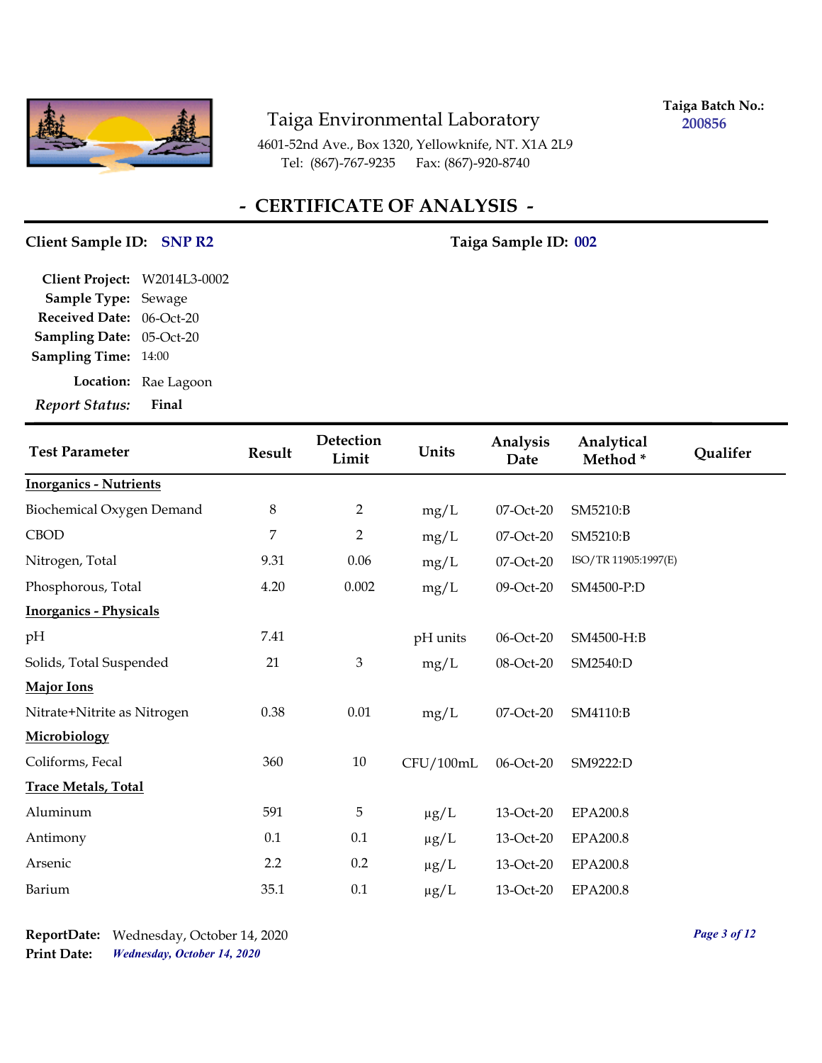# Taiga Environmental Laboratory

4601-52nd Ave., Box 1320, Yellowknife, NT. X1A 2L9
Tel: (867)-767-9235 Fax: (867)-920-8740

**Taiga Batch No.:** 200856

## - CERTIFICATE OF ANALYSIS -

**Client Sample ID:** SNP R2 **Taiga Sample ID:** 002

**Client Project:** W2014L3-0002
**Sample Type:** Sewage
**Received Date:** 06-Oct-20
**Sampling Date:** 05-Oct-20
**Sampling Time:** 14:00
**Location:** Rae Lagoon
***Report Status:*** **Final**

| Test Parameter | Result | Detection Limit | Units | Analysis Date | Analytical Method * | Qualifer |
|---|---|---|---|---|---|---|
| **Inorganics - Nutrients** | | | | | | |
| Biochemical Oxygen Demand | 8 | 2 | mg/L | 07-Oct-20 | SM5210:B | |
| CBOD | 7 | 2 | mg/L | 07-Oct-20 | SM5210:B | |
| Nitrogen, Total | 9.31 | 0.06 | mg/L | 07-Oct-20 | ISO/TR 11905:1997(E) | |
| Phosphorous, Total | 4.20 | 0.002 | mg/L | 09-Oct-20 | SM4500-P:D | |
| **Inorganics - Physicals** | | | | | | |
| pH | 7.41 | | pH units | 06-Oct-20 | SM4500-H:B | |
| Solids, Total Suspended | 21 | 3 | mg/L | 08-Oct-20 | SM2540:D | |
| **Major Ions** | | | | | | |
| Nitrate+Nitrite as Nitrogen | 0.38 | 0.01 | mg/L | 07-Oct-20 | SM4110:B | |
| **Microbiology** | | | | | | |
| Coliforms, Fecal | 360 | 10 | CFU/100mL | 06-Oct-20 | SM9222:D | |
| **Trace Metals, Total** | | | | | | |
| Aluminum | 591 | 5 | µg/L | 13-Oct-20 | EPA200.8 | |
| Antimony | 0.1 | 0.1 | µg/L | 13-Oct-20 | EPA200.8 | |
| Arsenic | 2.2 | 0.2 | µg/L | 13-Oct-20 | EPA200.8 | |
| Barium | 35.1 | 0.1 | µg/L | 13-Oct-20 | EPA200.8 | |

**ReportDate:** Wednesday, October 14, 2020
**Print Date:** ***Wednesday, October 14, 2020***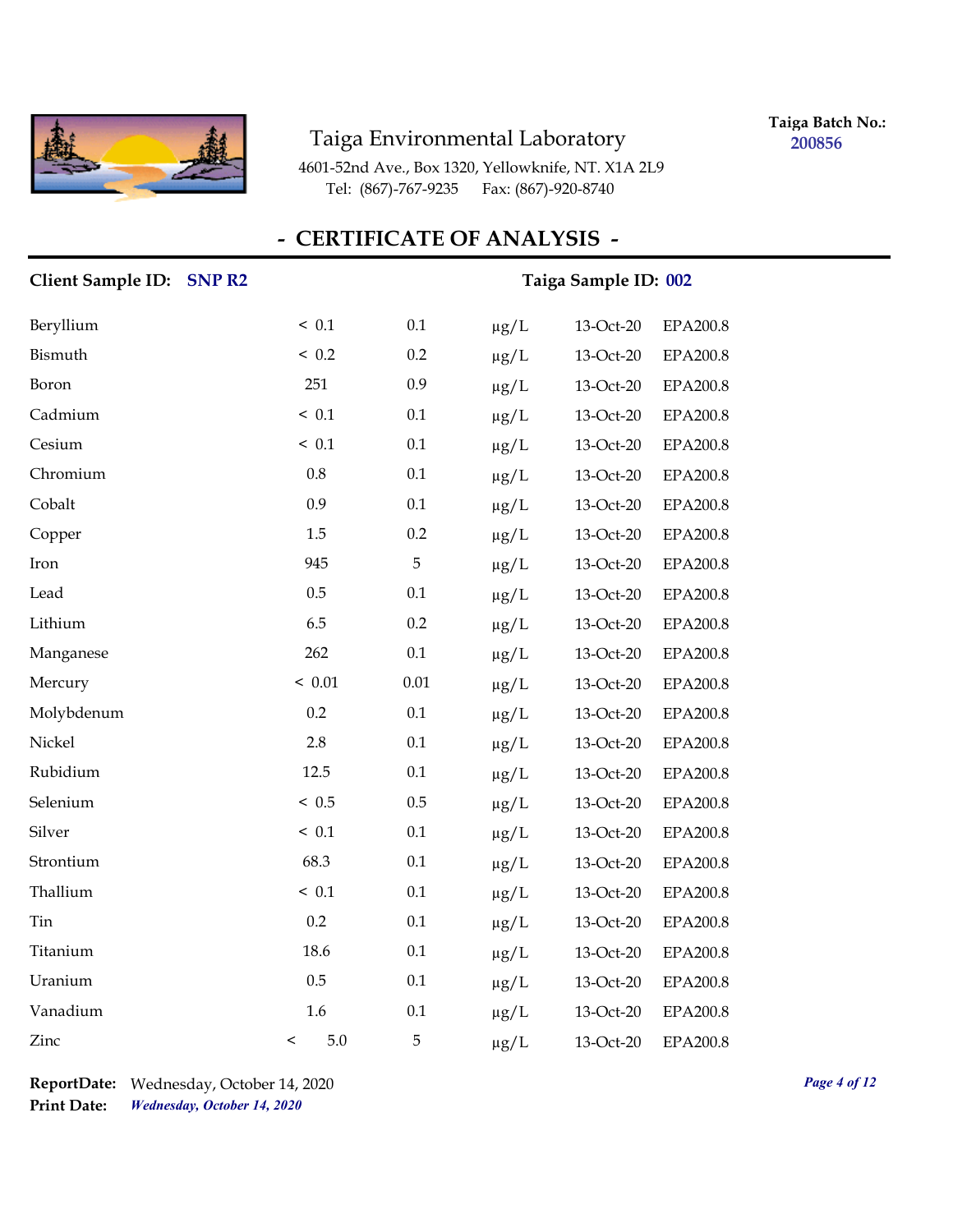Taiga Environmental Laboratory

4601-52nd Ave., Box 1320, Yellowknife, NT. X1A 2L9
Tel: (867)-767-9235 Fax: (867)-920-8740

**Taiga Batch No.:** 200856

## - CERTIFICATE OF ANALYSIS -

**Client Sample ID:** SNP R2 **Taiga Sample ID:** 002

| | | | | | |
|---|---|---|---|---|---|
| Beryllium | < 0.1 | 0.1 | μg/L | 13-Oct-20 | EPA200.8 |
| Bismuth | < 0.2 | 0.2 | μg/L | 13-Oct-20 | EPA200.8 |
| Boron | 251 | 0.9 | μg/L | 13-Oct-20 | EPA200.8 |
| Cadmium | < 0.1 | 0.1 | μg/L | 13-Oct-20 | EPA200.8 |
| Cesium | < 0.1 | 0.1 | μg/L | 13-Oct-20 | EPA200.8 |
| Chromium | 0.8 | 0.1 | μg/L | 13-Oct-20 | EPA200.8 |
| Cobalt | 0.9 | 0.1 | μg/L | 13-Oct-20 | EPA200.8 |
| Copper | 1.5 | 0.2 | μg/L | 13-Oct-20 | EPA200.8 |
| Iron | 945 | 5 | μg/L | 13-Oct-20 | EPA200.8 |
| Lead | 0.5 | 0.1 | μg/L | 13-Oct-20 | EPA200.8 |
| Lithium | 6.5 | 0.2 | μg/L | 13-Oct-20 | EPA200.8 |
| Manganese | 262 | 0.1 | μg/L | 13-Oct-20 | EPA200.8 |
| Mercury | < 0.01 | 0.01 | μg/L | 13-Oct-20 | EPA200.8 |
| Molybdenum | 0.2 | 0.1 | μg/L | 13-Oct-20 | EPA200.8 |
| Nickel | 2.8 | 0.1 | μg/L | 13-Oct-20 | EPA200.8 |
| Rubidium | 12.5 | 0.1 | μg/L | 13-Oct-20 | EPA200.8 |
| Selenium | < 0.5 | 0.5 | μg/L | 13-Oct-20 | EPA200.8 |
| Silver | < 0.1 | 0.1 | μg/L | 13-Oct-20 | EPA200.8 |
| Strontium | 68.3 | 0.1 | μg/L | 13-Oct-20 | EPA200.8 |
| Thallium | < 0.1 | 0.1 | μg/L | 13-Oct-20 | EPA200.8 |
| Tin | 0.2 | 0.1 | μg/L | 13-Oct-20 | EPA200.8 |
| Titanium | 18.6 | 0.1 | μg/L | 13-Oct-20 | EPA200.8 |
| Uranium | 0.5 | 0.1 | μg/L | 13-Oct-20 | EPA200.8 |
| Vanadium | 1.6 | 0.1 | μg/L | 13-Oct-20 | EPA200.8 |
| Zinc | < 5.0 | 5 | μg/L | 13-Oct-20 | EPA200.8 |

**ReportDate:** Wednesday, October 14, 2020
**Print Date:** *Wednesday, October 14, 2020*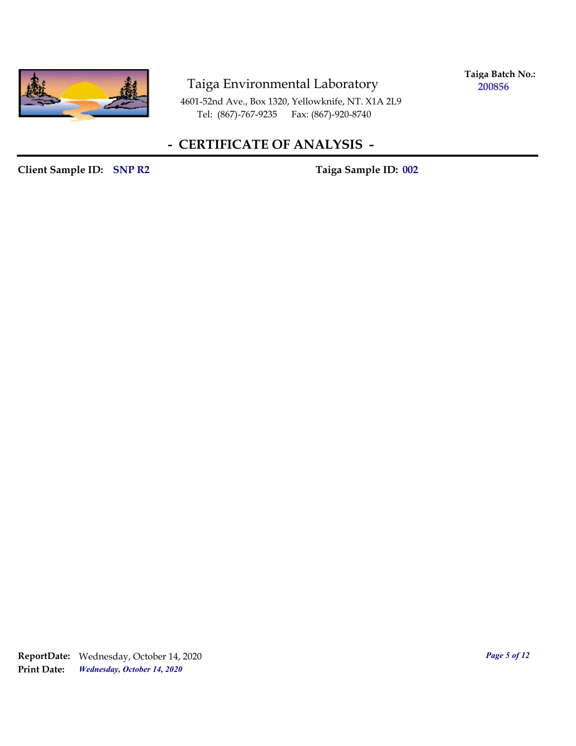Taiga Environmental Laboratory

4601-52nd Ave., Box 1320, Yellowknife, NT. X1A 2L9
Tel: (867)-767-9235 Fax: (867)-920-8740

**Taiga Batch No.:** 200856

## - CERTIFICATE OF ANALYSIS -

**Client Sample ID:** SNP R2 **Taiga Sample ID:** 002

**ReportDate:** Wednesday, October 14, 2020
**Print Date:** *Wednesday, October 14, 2020*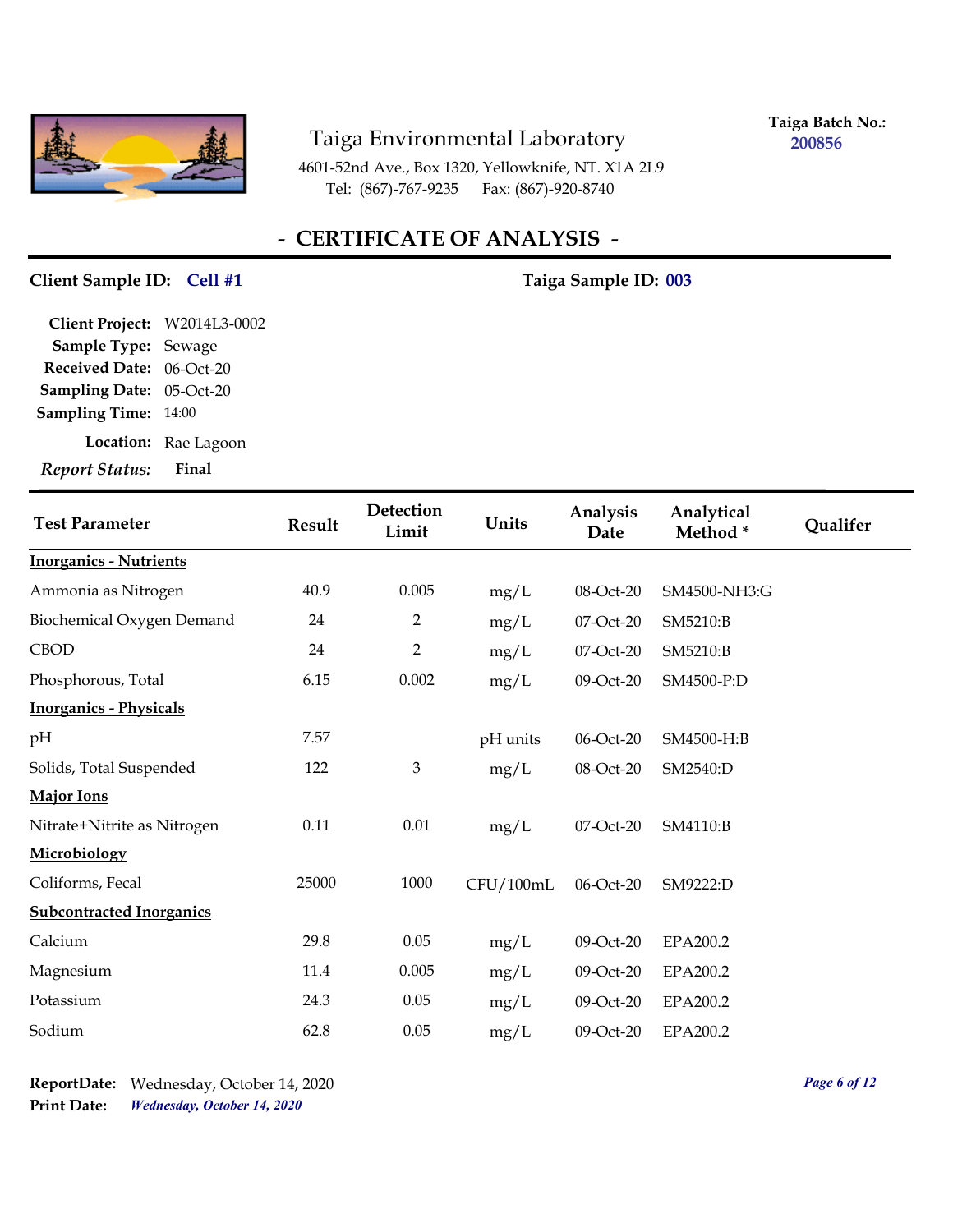# Taiga Environmental Laboratory

4601-52nd Ave., Box 1320, Yellowknife, NT. X1A 2L9
Tel: (867)-767-9235 Fax: (867)-920-8740

**Taiga Batch No.:** 200856

## - CERTIFICATE OF ANALYSIS -

**Client Sample ID:** Cell #1

**Taiga Sample ID:** 003

**Client Project:** W2014L3-0002
**Sample Type:** Sewage
**Received Date:** 06-Oct-20
**Sampling Date:** 05-Oct-20
**Sampling Time:** 14:00
**Location:** Rae Lagoon
***Report Status:*** **Final**

| Test Parameter | Result | Detection Limit | Units | Analysis Date | Analytical Method * | Qualifer |
|---|---|---|---|---|---|---|
| **Inorganics - Nutrients** | | | | | | |
| Ammonia as Nitrogen | 40.9 | 0.005 | mg/L | 08-Oct-20 | SM4500-NH3:G | |
| Biochemical Oxygen Demand | 24 | 2 | mg/L | 07-Oct-20 | SM5210:B | |
| CBOD | 24 | 2 | mg/L | 07-Oct-20 | SM5210:B | |
| Phosphorous, Total | 6.15 | 0.002 | mg/L | 09-Oct-20 | SM4500-P:D | |
| **Inorganics - Physicals** | | | | | | |
| pH | 7.57 | | pH units | 06-Oct-20 | SM4500-H:B | |
| Solids, Total Suspended | 122 | 3 | mg/L | 08-Oct-20 | SM2540:D | |
| **Major Ions** | | | | | | |
| Nitrate+Nitrite as Nitrogen | 0.11 | 0.01 | mg/L | 07-Oct-20 | SM4110:B | |
| **Microbiology** | | | | | | |
| Coliforms, Fecal | 25000 | 1000 | CFU/100mL | 06-Oct-20 | SM9222:D | |
| **Subcontracted Inorganics** | | | | | | |
| Calcium | 29.8 | 0.05 | mg/L | 09-Oct-20 | EPA200.2 | |
| Magnesium | 11.4 | 0.005 | mg/L | 09-Oct-20 | EPA200.2 | |
| Potassium | 24.3 | 0.05 | mg/L | 09-Oct-20 | EPA200.2 | |
| Sodium | 62.8 | 0.05 | mg/L | 09-Oct-20 | EPA200.2 | |

**ReportDate:** Wednesday, October 14, 2020
**Print Date:** *Wednesday, October 14, 2020*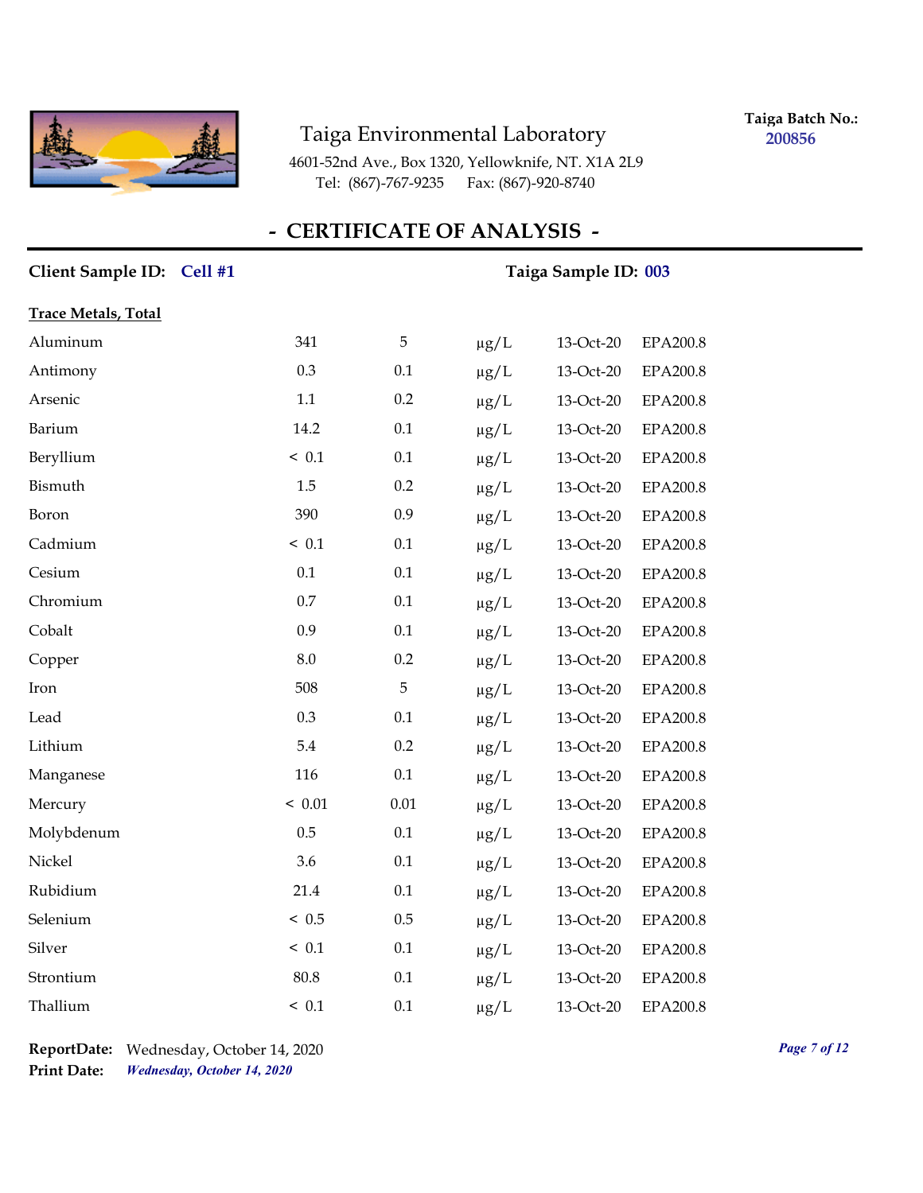Taiga Environmental Laboratory

4601-52nd Ave., Box 1320, Yellowknife, NT. X1A 2L9
Tel: (867)-767-9235 Fax: (867)-920-8740

**Taiga Batch No.:** 200856

# - CERTIFICATE OF ANALYSIS -

**Client Sample ID:** Cell #1 **Taiga Sample ID:** 003

**Trace Metals, Total**

| | | | | | |
|---|---|---|---|---|---|
| Aluminum | 341 | 5 | μg/L | 13-Oct-20 | EPA200.8 |
| Antimony | 0.3 | 0.1 | μg/L | 13-Oct-20 | EPA200.8 |
| Arsenic | 1.1 | 0.2 | μg/L | 13-Oct-20 | EPA200.8 |
| Barium | 14.2 | 0.1 | μg/L | 13-Oct-20 | EPA200.8 |
| Beryllium | < 0.1 | 0.1 | μg/L | 13-Oct-20 | EPA200.8 |
| Bismuth | 1.5 | 0.2 | μg/L | 13-Oct-20 | EPA200.8 |
| Boron | 390 | 0.9 | μg/L | 13-Oct-20 | EPA200.8 |
| Cadmium | < 0.1 | 0.1 | μg/L | 13-Oct-20 | EPA200.8 |
| Cesium | 0.1 | 0.1 | μg/L | 13-Oct-20 | EPA200.8 |
| Chromium | 0.7 | 0.1 | μg/L | 13-Oct-20 | EPA200.8 |
| Cobalt | 0.9 | 0.1 | μg/L | 13-Oct-20 | EPA200.8 |
| Copper | 8.0 | 0.2 | μg/L | 13-Oct-20 | EPA200.8 |
| Iron | 508 | 5 | μg/L | 13-Oct-20 | EPA200.8 |
| Lead | 0.3 | 0.1 | μg/L | 13-Oct-20 | EPA200.8 |
| Lithium | 5.4 | 0.2 | μg/L | 13-Oct-20 | EPA200.8 |
| Manganese | 116 | 0.1 | μg/L | 13-Oct-20 | EPA200.8 |
| Mercury | < 0.01 | 0.01 | μg/L | 13-Oct-20 | EPA200.8 |
| Molybdenum | 0.5 | 0.1 | μg/L | 13-Oct-20 | EPA200.8 |
| Nickel | 3.6 | 0.1 | μg/L | 13-Oct-20 | EPA200.8 |
| Rubidium | 21.4 | 0.1 | μg/L | 13-Oct-20 | EPA200.8 |
| Selenium | < 0.5 | 0.5 | μg/L | 13-Oct-20 | EPA200.8 |
| Silver | < 0.1 | 0.1 | μg/L | 13-Oct-20 | EPA200.8 |
| Strontium | 80.8 | 0.1 | μg/L | 13-Oct-20 | EPA200.8 |
| Thallium | < 0.1 | 0.1 | μg/L | 13-Oct-20 | EPA200.8 |

**ReportDate:** Wednesday, October 14, 2020
**Print Date:** *Wednesday, October 14, 2020*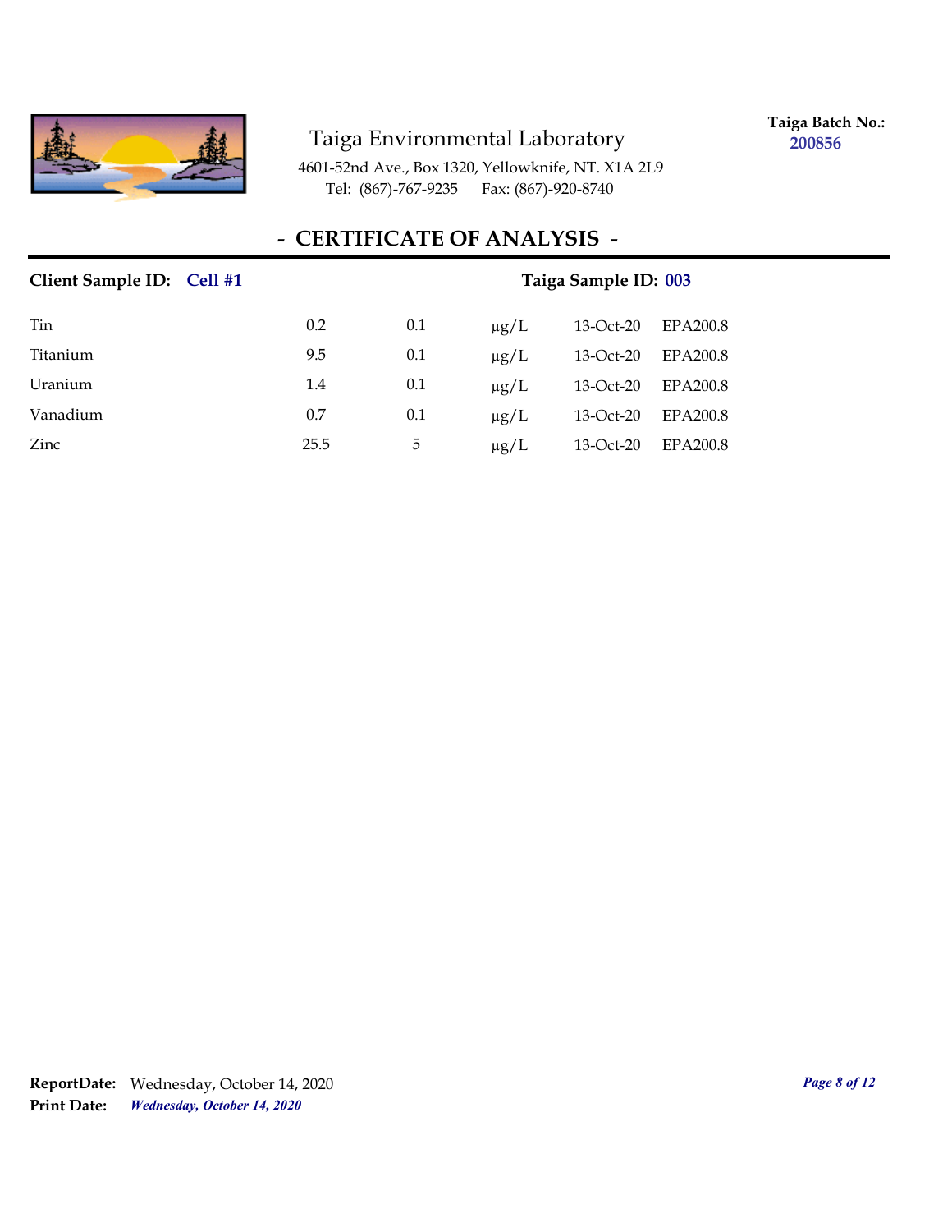Taiga Environmental Laboratory

4601-52nd Ave., Box 1320, Yellowknife, NT. X1A 2L9
Tel: (867)-767-9235 Fax: (867)-920-8740

**Taiga Batch No.:** 200856

# - CERTIFICATE OF ANALYSIS -

**Client Sample ID:** Cell #1 **Taiga Sample ID:** 003

| | | | | | |
|---|---|---|---|---|---|
| Tin | 0.2 | 0.1 | µg/L | 13-Oct-20 | EPA200.8 |
| Titanium | 9.5 | 0.1 | µg/L | 13-Oct-20 | EPA200.8 |
| Uranium | 1.4 | 0.1 | µg/L | 13-Oct-20 | EPA200.8 |
| Vanadium | 0.7 | 0.1 | µg/L | 13-Oct-20 | EPA200.8 |
| Zinc | 25.5 | 5 | µg/L | 13-Oct-20 | EPA200.8 |

**ReportDate:** Wednesday, October 14, 2020
**Print Date:** *Wednesday, October 14, 2020*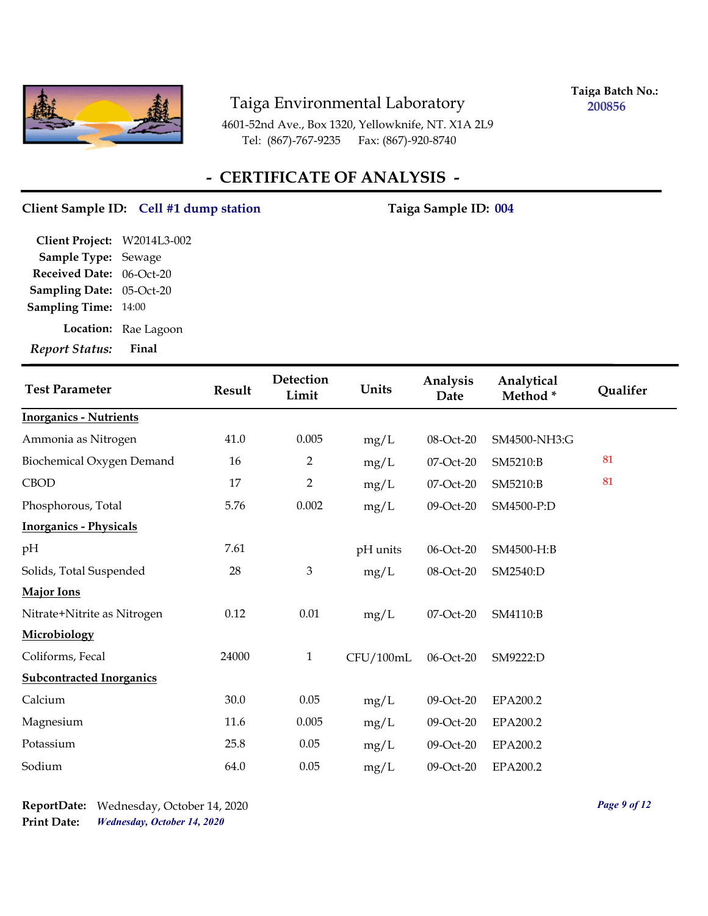# Taiga Environmental Laboratory

4601-52nd Ave., Box 1320, Yellowknife, NT. X1A 2L9
Tel: (867)-767-9235 Fax: (867)-920-8740

**Taiga Batch No.:** 200856

## - CERTIFICATE OF ANALYSIS -

**Client Sample ID:** Cell #1 dump station **Taiga Sample ID:** 004

**Client Project:** W2014L3-002
**Sample Type:** Sewage
**Received Date:** 06-Oct-20
**Sampling Date:** 05-Oct-20
**Sampling Time:** 14:00
**Location:** Rae Lagoon
***Report Status:*** **Final**

| Test Parameter | Result | Detection Limit | Units | Analysis Date | Analytical Method * | Qualifer |
|---|---|---|---|---|---|---|
| **Inorganics - Nutrients** | | | | | | |
| Ammonia as Nitrogen | 41.0 | 0.005 | mg/L | 08-Oct-20 | SM4500-NH3:G | |
| Biochemical Oxygen Demand | 16 | 2 | mg/L | 07-Oct-20 | SM5210:B | 81 |
| CBOD | 17 | 2 | mg/L | 07-Oct-20 | SM5210:B | 81 |
| Phosphorous, Total | 5.76 | 0.002 | mg/L | 09-Oct-20 | SM4500-P:D | |
| **Inorganics - Physicals** | | | | | | |
| pH | 7.61 | | pH units | 06-Oct-20 | SM4500-H:B | |
| Solids, Total Suspended | 28 | 3 | mg/L | 08-Oct-20 | SM2540:D | |
| **Major Ions** | | | | | | |
| Nitrate+Nitrite as Nitrogen | 0.12 | 0.01 | mg/L | 07-Oct-20 | SM4110:B | |
| **Microbiology** | | | | | | |
| Coliforms, Fecal | 24000 | 1 | CFU/100mL | 06-Oct-20 | SM9222:D | |
| **Subcontracted Inorganics** | | | | | | |
| Calcium | 30.0 | 0.05 | mg/L | 09-Oct-20 | EPA200.2 | |
| Magnesium | 11.6 | 0.005 | mg/L | 09-Oct-20 | EPA200.2 | |
| Potassium | 25.8 | 0.05 | mg/L | 09-Oct-20 | EPA200.2 | |
| Sodium | 64.0 | 0.05 | mg/L | 09-Oct-20 | EPA200.2 | |

**ReportDate:** Wednesday, October 14, 2020
**Print Date:** *Wednesday, October 14, 2020*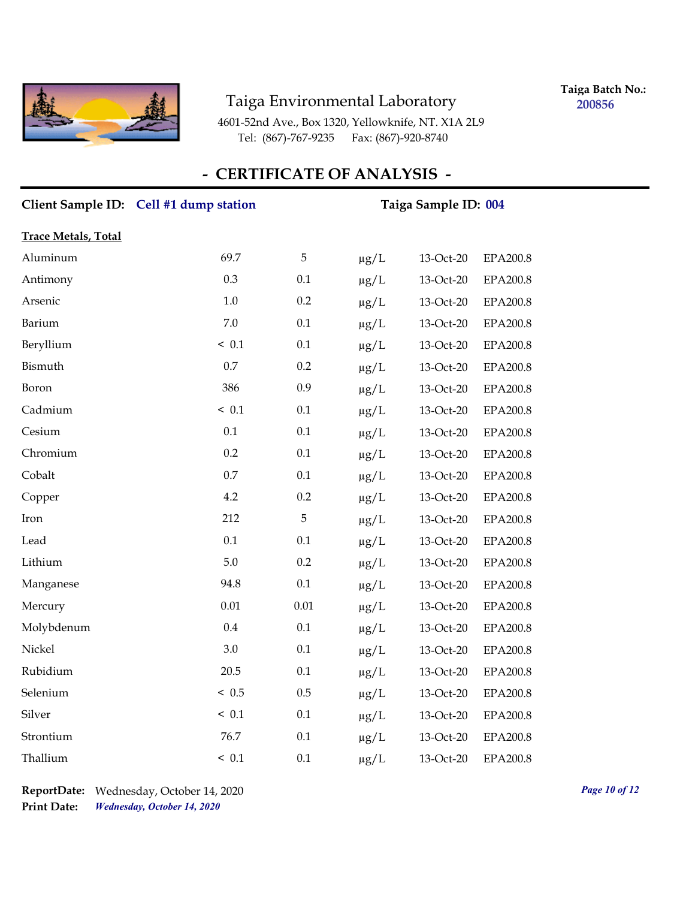Taiga Environmental Laboratory

4601-52nd Ave., Box 1320, Yellowknife, NT. X1A 2L9
Tel: (867)-767-9235 Fax: (867)-920-8740

**Taiga Batch No.:** 200856

## - CERTIFICATE OF ANALYSIS -

**Client Sample ID:** Cell #1 dump station **Taiga Sample ID:** 004

**Trace Metals, Total**

| | | | | | |
|---|---|---|---|---|---|
| Aluminum | 69.7 | 5 | µg/L | 13-Oct-20 | EPA200.8 |
| Antimony | 0.3 | 0.1 | µg/L | 13-Oct-20 | EPA200.8 |
| Arsenic | 1.0 | 0.2 | µg/L | 13-Oct-20 | EPA200.8 |
| Barium | 7.0 | 0.1 | µg/L | 13-Oct-20 | EPA200.8 |
| Beryllium | < 0.1 | 0.1 | µg/L | 13-Oct-20 | EPA200.8 |
| Bismuth | 0.7 | 0.2 | µg/L | 13-Oct-20 | EPA200.8 |
| Boron | 386 | 0.9 | µg/L | 13-Oct-20 | EPA200.8 |
| Cadmium | < 0.1 | 0.1 | µg/L | 13-Oct-20 | EPA200.8 |
| Cesium | 0.1 | 0.1 | µg/L | 13-Oct-20 | EPA200.8 |
| Chromium | 0.2 | 0.1 | µg/L | 13-Oct-20 | EPA200.8 |
| Cobalt | 0.7 | 0.1 | µg/L | 13-Oct-20 | EPA200.8 |
| Copper | 4.2 | 0.2 | µg/L | 13-Oct-20 | EPA200.8 |
| Iron | 212 | 5 | µg/L | 13-Oct-20 | EPA200.8 |
| Lead | 0.1 | 0.1 | µg/L | 13-Oct-20 | EPA200.8 |
| Lithium | 5.0 | 0.2 | µg/L | 13-Oct-20 | EPA200.8 |
| Manganese | 94.8 | 0.1 | µg/L | 13-Oct-20 | EPA200.8 |
| Mercury | 0.01 | 0.01 | µg/L | 13-Oct-20 | EPA200.8 |
| Molybdenum | 0.4 | 0.1 | µg/L | 13-Oct-20 | EPA200.8 |
| Nickel | 3.0 | 0.1 | µg/L | 13-Oct-20 | EPA200.8 |
| Rubidium | 20.5 | 0.1 | µg/L | 13-Oct-20 | EPA200.8 |
| Selenium | < 0.5 | 0.5 | µg/L | 13-Oct-20 | EPA200.8 |
| Silver | < 0.1 | 0.1 | µg/L | 13-Oct-20 | EPA200.8 |
| Strontium | 76.7 | 0.1 | µg/L | 13-Oct-20 | EPA200.8 |
| Thallium | < 0.1 | 0.1 | µg/L | 13-Oct-20 | EPA200.8 |

**ReportDate:** Wednesday, October 14, 2020
**Print Date:** *Wednesday, October 14, 2020*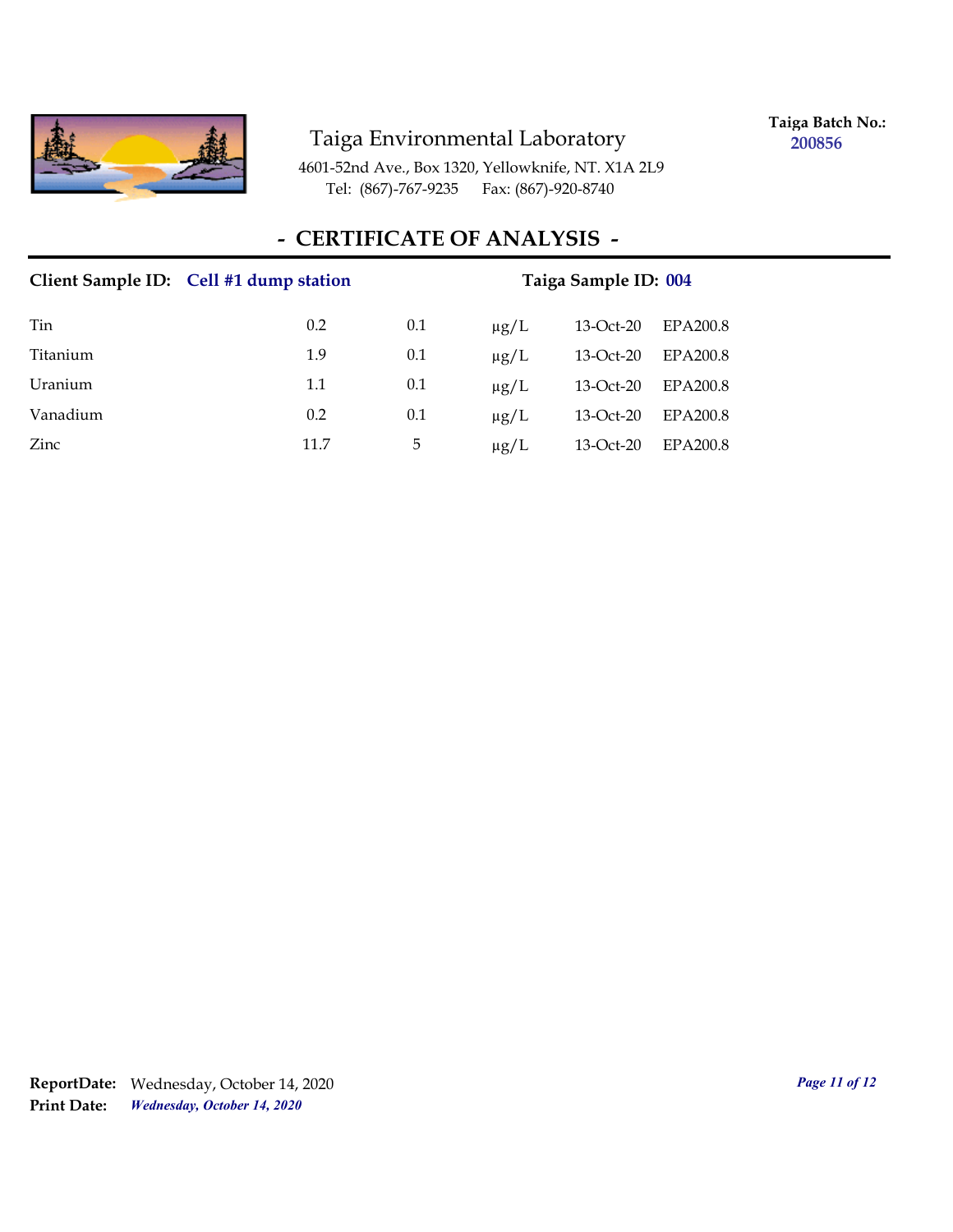Taiga Environmental Laboratory

4601-52nd Ave., Box 1320, Yellowknife, NT. X1A 2L9
Tel: (867)-767-9235 Fax: (867)-920-8740

**Taiga Batch No.:** 200856

## - CERTIFICATE OF ANALYSIS -

**Client Sample ID:** Cell #1 dump station **Taiga Sample ID:** 004

| | | | | | |
|---|---|---|---|---|---|
| Tin | 0.2 | 0.1 | µg/L | 13-Oct-20 | EPA200.8 |
| Titanium | 1.9 | 0.1 | µg/L | 13-Oct-20 | EPA200.8 |
| Uranium | 1.1 | 0.1 | µg/L | 13-Oct-20 | EPA200.8 |
| Vanadium | 0.2 | 0.1 | µg/L | 13-Oct-20 | EPA200.8 |
| Zinc | 11.7 | 5 | µg/L | 13-Oct-20 | EPA200.8 |

**ReportDate:** Wednesday, October 14, 2020
**Print Date:** ***Wednesday, October 14, 2020***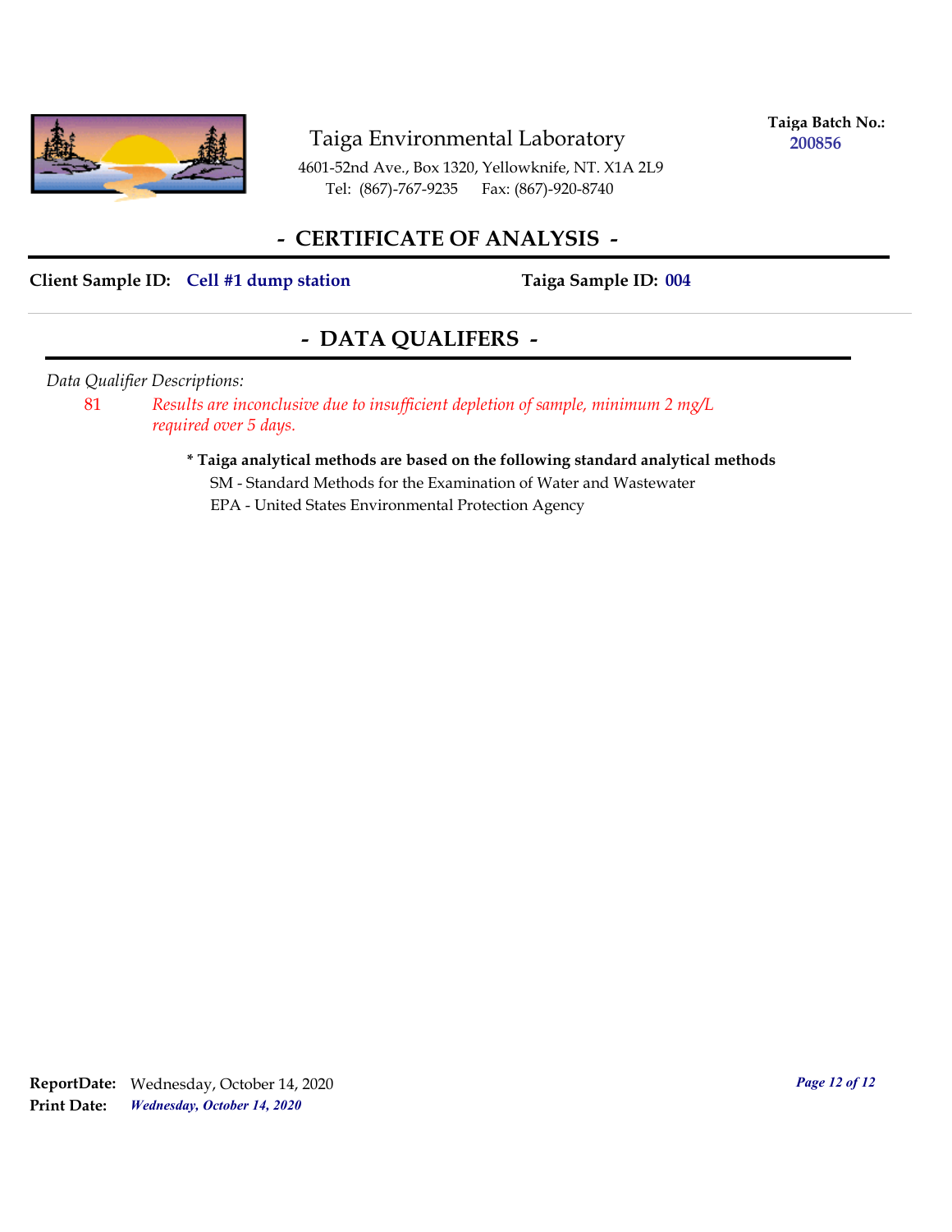Taiga Environmental Laboratory

4601-52nd Ave., Box 1320, Yellowknife, NT. X1A 2L9
Tel: (867)-767-9235 Fax: (867)-920-8740

**Taiga Batch No.:** 200856

## - CERTIFICATE OF ANALYSIS -

**Client Sample ID:** Cell #1 dump station **Taiga Sample ID:** 004

## - DATA QUALIFERS -

*Data Qualifier Descriptions:*

81 *Results are inconclusive due to insufficient depletion of sample, minimum 2 mg/L required over 5 days.*

**\* Taiga analytical methods are based on the following standard analytical methods**

SM - Standard Methods for the Examination of Water and Wastewater

EPA - United States Environmental Protection Agency

**ReportDate:** Wednesday, October 14, 2020
**Print Date:** *Wednesday, October 14, 2020*